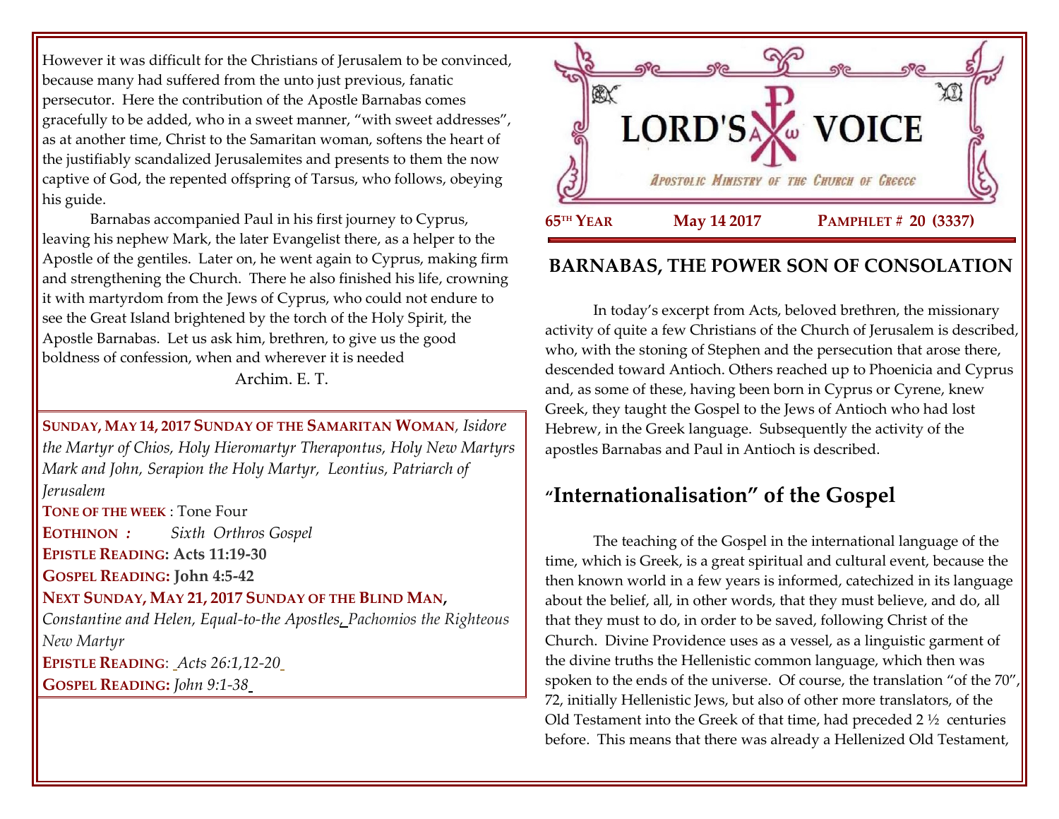However it was difficult for the Christians of Jerusalem to be convinced, because many had suffered from the unto just previous, fanatic persecutor. Here the contribution of the Apostle Barnabas comes gracefully to be added, who in a sweet manner, "with sweet addresses", as at another time, Christ to the Samaritan woman, softens the heart of the justifiably scandalized Jerusalemites and presents to them the now captive of God, the repented offspring of Tarsus, who follows, obeying his guide.

Barnabas accompanied Paul in his first journey to Cyprus, leaving his nephew Mark, the later Evangelist there, as a helper to the Apostle of the gentiles. Later on, he went again to Cyprus, making firm and strengthening the Church. There he also finished his life, crowning it with martyrdom from the Jews of Cyprus, who could not endure to see the Great Island brightened by the torch of the Holy Spirit, the Apostle Barnabas. Let us ask him, brethren, to give us the good boldness of confession, when and wherever it is needed

Archim. E. T.

**SUNDAY, MAY 14, 2017 SUNDAY OF THE SAMARITAN WOMAN**, *Isidore the Martyr of Chios, Holy Hieromartyr Therapontus, Holy New Martyrs Mark and John, Serapion the Holy Martyr, Leontius, Patriarch of Jerusalem*

**TONE OF THE WEEK** : Tone Four

**EOTHINON** *: Sixth Orthros Gospel*

**EPISTLE READING: Acts 11:19-30**

**GOSPEL READING: John 4:5-42**

**NEXT SUNDAY, MAY 21, 2017 SUNDAY OF THE BLIND MAN,** *Constantine and Helen, Equal-to-the Apostles, Pachomios the Righteous New Martyr*

**EPISTLE READING**: *Acts 26:1,12-20*

**GOSPEL READING:** *John 9:1-38*

# LORD'S VOICE

APOSTOLIC MINISTRY OF THE CHURCH OF GREECE

65TH YEAR — May 14 2017 — PAMPHLET # 20 (3337)

## BARNABAS, THE POWER SON OF CONSOLATION

In today's excerpt from Acts, beloved brethren, the missionary activity of quite a few Christians of the Church of Jerusalem is described, who, with the stoning of Stephen and the persecution that arose there, descended toward Antioch. Others reached up to Phoenicia and Cyprus and, as some of these, having been born in Cyprus or Cyrene, knew Greek, they taught the Gospel to the Jews of Antioch who had lost Hebrew, in the Greek language. Subsequently the activity of the apostles Barnabas and Paul in Antioch is described.

## "Internationalisation" of the Gospel

The teaching of the Gospel in the international language of the time, which is Greek, is a great spiritual and cultural event, because the then known world in a few years is informed, catechized in its language about the belief, all, in other words, that they must believe, and do, all that they must to do, in order to be saved, following Christ of the Church. Divine Providence uses as a vessel, as a linguistic garment of the divine truths the Hellenistic common language, which then was spoken to the ends of the universe. Of course, the translation "of the 70", 72, initially Hellenistic Jews, but also of other more translators, of the Old Testament into the Greek of that time, had preceded 2 ½ centuries before. This means that there was already a Hellenized Old Testament,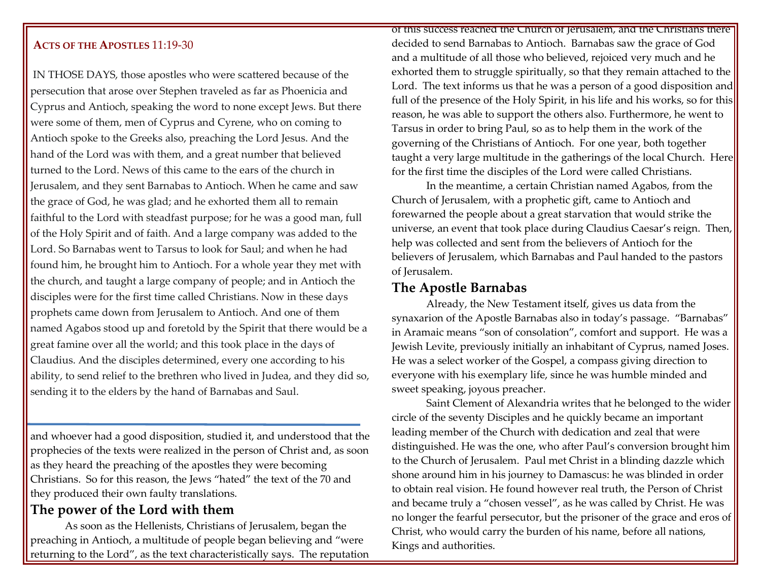**ACTS OF THE APOSTLES** 11:19-30

IN THOSE DAYS, those apostles who were scattered because of the persecution that arose over Stephen traveled as far as Phoenicia and Cyprus and Antioch, speaking the word to none except Jews. But there were some of them, men of Cyprus and Cyrene, who on coming to Antioch spoke to the Greeks also, preaching the Lord Jesus. And the hand of the Lord was with them, and a great number that believed turned to the Lord. News of this came to the ears of the church in Jerusalem, and they sent Barnabas to Antioch. When he came and saw the grace of God, he was glad; and he exhorted them all to remain faithful to the Lord with steadfast purpose; for he was a good man, full of the Holy Spirit and of faith. And a large company was added to the Lord. So Barnabas went to Tarsus to look for Saul; and when he had found him, he brought him to Antioch. For a whole year they met with the church, and taught a large company of people; and in Antioch the disciples were for the first time called Christians. Now in these days prophets came down from Jerusalem to Antioch. And one of them named Agabos stood up and foretold by the Spirit that there would be a great famine over all the world; and this took place in the days of Claudius. And the disciples determined, every one according to his ability, to send relief to the brethren who lived in Judea, and they did so, sending it to the elders by the hand of Barnabas and Saul.

---

and whoever had a good disposition, studied it, and understood that the prophecies of the texts were realized in the person of Christ and, as soon as they heard the preaching of the apostles they were becoming Christians. So for this reason, the Jews "hated" the text of the 70 and they produced their own faulty translations.

## The power of the Lord with them

As soon as the Hellenists, Christians of Jerusalem, began the preaching in Antioch, a multitude of people began believing and "were returning to the Lord", as the text characteristically says. The reputation of this success reached the Church of Jerusalem, and the Christians there decided to send Barnabas to Antioch. Barnabas saw the grace of God and a multitude of all those who believed, rejoiced very much and he exhorted them to struggle spiritually, so that they remain attached to the Lord. The text informs us that he was a person of a good disposition and full of the presence of the Holy Spirit, in his life and his works, so for this reason, he was able to support the others also. Furthermore, he went to Tarsus in order to bring Paul, so as to help them in the work of the governing of the Christians of Antioch. For one year, both together taught a very large multitude in the gatherings of the local Church. Here for the first time the disciples of the Lord were called Christians.

In the meantime, a certain Christian named Agabos, from the Church of Jerusalem, with a prophetic gift, came to Antioch and forewarned the people about a great starvation that would strike the universe, an event that took place during Claudius Caesar's reign. Then, help was collected and sent from the believers of Antioch for the believers of Jerusalem, which Barnabas and Paul handed to the pastors of Jerusalem.

## The Apostle Barnabas

Already, the New Testament itself, gives us data from the synaxarion of the Apostle Barnabas also in today's passage. "Barnabas" in Aramaic means "son of consolation", comfort and support. He was a Jewish Levite, previously initially an inhabitant of Cyprus, named Joses. He was a select worker of the Gospel, a compass giving direction to everyone with his exemplary life, since he was humble minded and sweet speaking, joyous preacher.

Saint Clement of Alexandria writes that he belonged to the wider circle of the seventy Disciples and he quickly became an important leading member of the Church with dedication and zeal that were distinguished. He was the one, who after Paul's conversion brought him to the Church of Jerusalem. Paul met Christ in a blinding dazzle which shone around him in his journey to Damascus: he was blinded in order to obtain real vision. He found however real truth, the Person of Christ and became truly a "chosen vessel", as he was called by Christ. He was no longer the fearful persecutor, but the prisoner of the grace and eros of Christ, who would carry the burden of his name, before all nations, Kings and authorities.